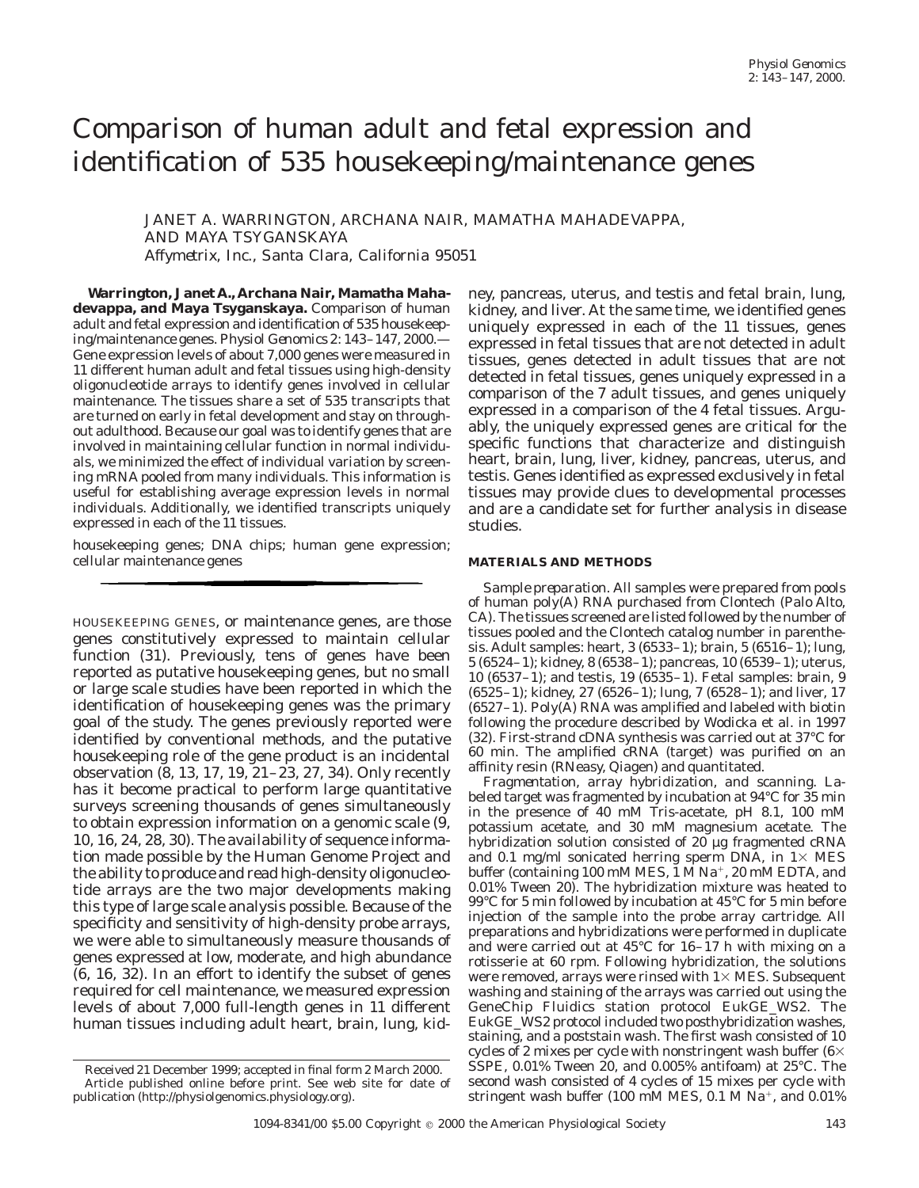# Comparison of human adult and fetal expression and identification of 535 housekeeping/maintenance genes

JANET A. WARRINGTON, ARCHANA NAIR, MAMATHA MAHADEVAPPA, AND MAYA TSYGANSKAYA

*Affymetrix, Inc., Santa Clara, California 95051*

**Warrington, Janet A., Archana Nair, Mamatha Mahadevappa, and Maya Tsyganskaya.** Comparison of human adult and fetal expression and identification of 535 housekeeping/maintenance genes. *Physiol Genomics* 2: 143–147, 2000.—Gene expression levels of about 7,000 genes were measured in 11 different human adult and fetal tissues using high-density oligonucleotide arrays to identify genes involved in cellular maintenance. The tissues share a set of 535 transcripts that are turned on early in fetal development and stay on throughout adulthood. Because our goal was to identify genes that are involved in maintaining cellular function in normal individuals, we minimized the effect of individual variation by screening mRNA pooled from many individuals. This information is useful for establishing average expression levels in normal individuals. Additionally, we identified transcripts uniquely expressed in each of the 11 tissues.

housekeeping genes; DNA chips; human gene expression; cellular maintenance genes

---

HOUSEKEEPING GENES, or maintenance genes, are those genes constitutively expressed to maintain cellular function (31). Previously, tens of genes have been reported as putative housekeeping genes, but no small or large scale studies have been reported in which the identification of housekeeping genes was the primary goal of the study. The genes previously reported were identified by conventional methods, and the putative housekeeping role of the gene product is an incidental observation (8, 13, 17, 19, 21–23, 27, 34). Only recently has it become practical to perform large quantitative surveys screening thousands of genes simultaneously to obtain expression information on a genomic scale (9, 10, 16, 24, 28, 30). The availability of sequence information made possible by the Human Genome Project and the ability to produce and read high-density oligonucleotide arrays are the two major developments making this type of large scale analysis possible. Because of the specificity and sensitivity of high-density probe arrays, we were able to simultaneously measure thousands of genes expressed at low, moderate, and high abundance (6, 16, 32). In an effort to identify the subset of genes required for cell maintenance, we measured expression levels of about 7,000 full-length genes in 11 different human tissues including adult heart, brain, lung, kidney, pancreas, uterus, and testis and fetal brain, lung, kidney, and liver. At the same time, we identified genes uniquely expressed in each of the 11 tissues, genes expressed in fetal tissues that are not detected in adult tissues, genes detected in adult tissues that are not detected in fetal tissues, genes uniquely expressed in a comparison of the 7 adult tissues, and genes uniquely expressed in a comparison of the 4 fetal tissues. Arguably, the uniquely expressed genes are critical for the specific functions that characterize and distinguish heart, brain, lung, liver, kidney, pancreas, uterus, and testis. Genes identified as expressed exclusively in fetal tissues may provide clues to developmental processes and are a candidate set for further analysis in disease studies.

Received 21 December 1999; accepted in final form 2 March 2000.
Article published online before print. See web site for date of publication (http://physiolgenomics.physiology.org).

## MATERIALS AND METHODS

*Sample preparation.* All samples were prepared from pools of human poly(A) RNA purchased from Clontech (Palo Alto, CA). The tissues screened are listed followed by the number of tissues pooled and the Clontech catalog number in parenthesis. Adult samples: heart, 3 (6533–1); brain, 5 (6516–1); lung, 5 (6524–1); kidney, 8 (6538–1); pancreas, 10 (6539–1); uterus, 10 (6537–1); and testis, 19 (6535–1). Fetal samples: brain, 9 (6525–1); kidney, 27 (6526–1); lung, 7 (6528–1); and liver, 17 (6527–1). Poly(A) RNA was amplified and labeled with biotin following the procedure described by Wodicka et al. in 1997 (32). First-strand cDNA synthesis was carried out at 37°C for 60 min. The amplified cRNA (target) was purified on an affinity resin (RNeasy, Qiagen) and quantitated.

*Fragmentation, array hybridization, and scanning.* Labeled target was fragmented by incubation at 94°C for 35 min in the presence of 40 mM Tris-acetate, pH 8.1, 100 mM potassium acetate, and 30 mM magnesium acetate. The hybridization solution consisted of 20 µg fragmented cRNA and 0.1 mg/ml sonicated herring sperm DNA, in 1× MES buffer (containing 100 mM MES, 1 M $Na^+$, 20 mM EDTA, and 0.01% Tween 20). The hybridization mixture was heated to 99°C for 5 min followed by incubation at 45°C for 5 min before injection of the sample into the probe array cartridge. All preparations and hybridizations were performed in duplicate and were carried out at 45°C for 16–17 h with mixing on a rotisserie at 60 rpm. Following hybridization, the solutions were removed, arrays were rinsed with 1× MES. Subsequent washing and staining of the arrays was carried out using the GeneChip Fluidics station protocol EukGE_WS2. The EukGE_WS2 protocol included two posthybridization washes, staining, and a poststain wash. The first wash consisted of 10 cycles of 2 mixes per cycle with nonstringent wash buffer (6× SSPE, 0.01% Tween 20, and 0.005% antifoam) at 25°C. The second wash consisted of 4 cycles of 15 mixes per cycle with stringent wash buffer (100 mM MES, 0.1 M $Na^+$, and 0.01%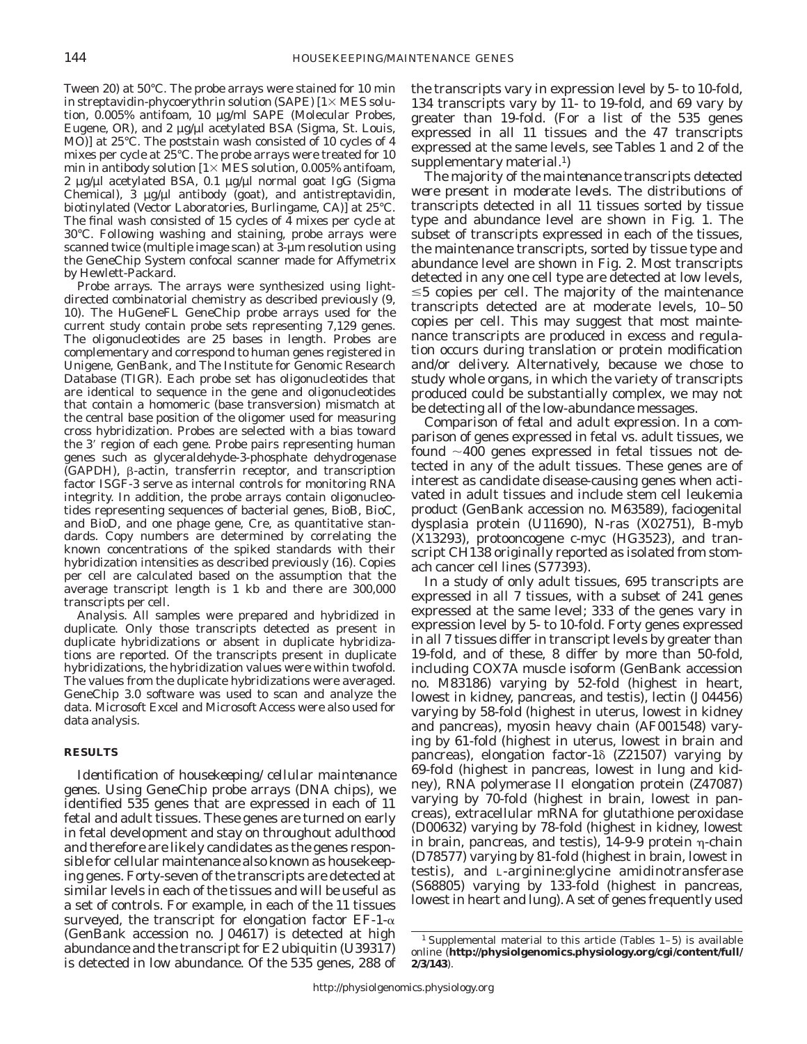Tween 20) at 50°C. The probe arrays were stained for 10 min in streptavidin-phycoerythrin solution (SAPE) [1× MES solution, 0.005% antifoam, 10 μg/ml SAPE (Molecular Probes, Eugene, OR), and 2 μg/μl acetylated BSA (Sigma, St. Louis, MO)] at 25°C. The poststain wash consisted of 10 cycles of 4 mixes per cycle at 25°C. The probe arrays were treated for 10 min in antibody solution [1× MES solution, 0.005% antifoam, 2 μg/μl acetylated BSA, 0.1 μg/μl normal goat IgG (Sigma Chemical), 3 μg/μl antibody (goat), and antistreptavidin, biotinylated (Vector Laboratories, Burlingame, CA)] at 25°C. The final wash consisted of 15 cycles of 4 mixes per cycle at 30°C. Following washing and staining, probe arrays were scanned twice (multiple image scan) at 3-μm resolution using the GeneChip System confocal scanner made for Affymetrix by Hewlett-Packard.

*Probe arrays.* The arrays were synthesized using light-directed combinatorial chemistry as described previously (9, 10). The HuGeneFL GeneChip probe arrays used for the current study contain probe sets representing 7,129 genes. The oligonucleotides are 25 bases in length. Probes are complementary and correspond to human genes registered in Unigene, GenBank, and The Institute for Genomic Research Database (TIGR). Each probe set has oligonucleotides that are identical to sequence in the gene and oligonucleotides that contain a homomeric (base transversion) mismatch at the central base position of the oligomer used for measuring cross hybridization. Probes are selected with a bias toward the 3′ region of each gene. Probe pairs representing human genes such as glyceraldehyde-3-phosphate dehydrogenase (GAPDH), β-actin, transferrin receptor, and transcription factor ISGF-3 serve as internal controls for monitoring RNA integrity. In addition, the probe arrays contain oligonucleotides representing sequences of bacterial genes, BioB, BioC, and BioD, and one phage gene, Cre, as quantitative standards. Copy numbers are determined by correlating the known concentrations of the spiked standards with their hybridization intensities as described previously (16). Copies per cell are calculated based on the assumption that the average transcript length is 1 kb and there are 300,000 transcripts per cell.

*Analysis.* All samples were prepared and hybridized in duplicate. Only those transcripts detected as present in duplicate hybridizations or absent in duplicate hybridizations are reported. Of the transcripts present in duplicate hybridizations, the hybridization values were within twofold. The values from the duplicate hybridizations were averaged. GeneChip 3.0 software was used to scan and analyze the data. Microsoft Excel and Microsoft Access were also used for data analysis.

## RESULTS

*Identification of housekeeping/cellular maintenance genes.* Using GeneChip probe arrays (DNA chips), we identified 535 genes that are expressed in each of 11 fetal and adult tissues. These genes are turned on early in fetal development and stay on throughout adulthood and therefore are likely candidates as the genes responsible for cellular maintenance also known as housekeeping genes. Forty-seven of the transcripts are detected at similar levels in each of the tissues and will be useful as a set of controls. For example, in each of the 11 tissues surveyed, the transcript for elongation factor EF-1-α (GenBank accession no. J04617) is detected at high abundance and the transcript for E2 ubiquitin (U39317) is detected in low abundance. Of the 535 genes, 288 of the transcripts vary in expression level by 5- to 10-fold, 134 transcripts vary by 11- to 19-fold, and 69 vary by greater than 19-fold. (For a list of the 535 genes expressed in all 11 tissues and the 47 transcripts expressed at the same levels, see Tables 1 and 2 of the supplementary material.[1])

*The majority of the maintenance transcripts detected were present in moderate levels.* The distributions of transcripts detected in all 11 tissues sorted by tissue type and abundance level are shown in Fig. 1. The subset of transcripts expressed in each of the tissues, the maintenance transcripts, sorted by tissue type and abundance level are shown in Fig. 2. Most transcripts detected in any one cell type are detected at low levels, ≤5 copies per cell. The majority of the maintenance transcripts detected are at moderate levels, 10–50 copies per cell. This may suggest that most maintenance transcripts are produced in excess and regulation occurs during translation or protein modification and/or delivery. Alternatively, because we chose to study whole organs, in which the variety of transcripts produced could be substantially complex, we may not be detecting all of the low-abundance messages.

*Comparison of fetal and adult expression.* In a comparison of genes expressed in fetal vs. adult tissues, we found ~400 genes expressed in fetal tissues not detected in any of the adult tissues. These genes are of interest as candidate disease-causing genes when activated in adult tissues and include stem cell leukemia product (GenBank accession no. M63589), faciogenital dysplasia protein (U11690), N-ras (X02751), B-myb (X13293), protooncogene c-myc (HG3523), and transcript CH138 originally reported as isolated from stomach cancer cell lines (S77393).

In a study of only adult tissues, 695 transcripts are expressed in all 7 tissues, with a subset of 241 genes expressed at the same level; 333 of the genes vary in expression level by 5- to 10-fold. Forty genes expressed in all 7 tissues differ in transcript levels by greater than 19-fold, and of these, 8 differ by more than 50-fold, including COX7A muscle isoform (GenBank accession no. M83186) varying by 52-fold (highest in heart, lowest in kidney, pancreas, and testis), lectin (J04456) varying by 58-fold (highest in uterus, lowest in kidney and pancreas), myosin heavy chain (AF001548) varying by 61-fold (highest in uterus, lowest in brain and pancreas), elongation factor-1δ (Z21507) varying by 69-fold (highest in pancreas, lowest in lung and kidney), RNA polymerase II elongation protein (Z47087) varying by 70-fold (highest in brain, lowest in pancreas), extracellular mRNA for glutathione peroxidase (D00632) varying by 78-fold (highest in kidney, lowest in brain, pancreas, and testis), 14-9-9 protein η-chain (D78577) varying by 81-fold (highest in brain, lowest in testis), and L-arginine:glycine amidinotransferase (S68805) varying by 133-fold (highest in pancreas, lowest in heart and lung). A set of genes frequently used

[1] Supplemental material to this article (Tables 1–5) is available online (**http://physiolgenomics.physiology.org/cgi/content/full/2/3/143**).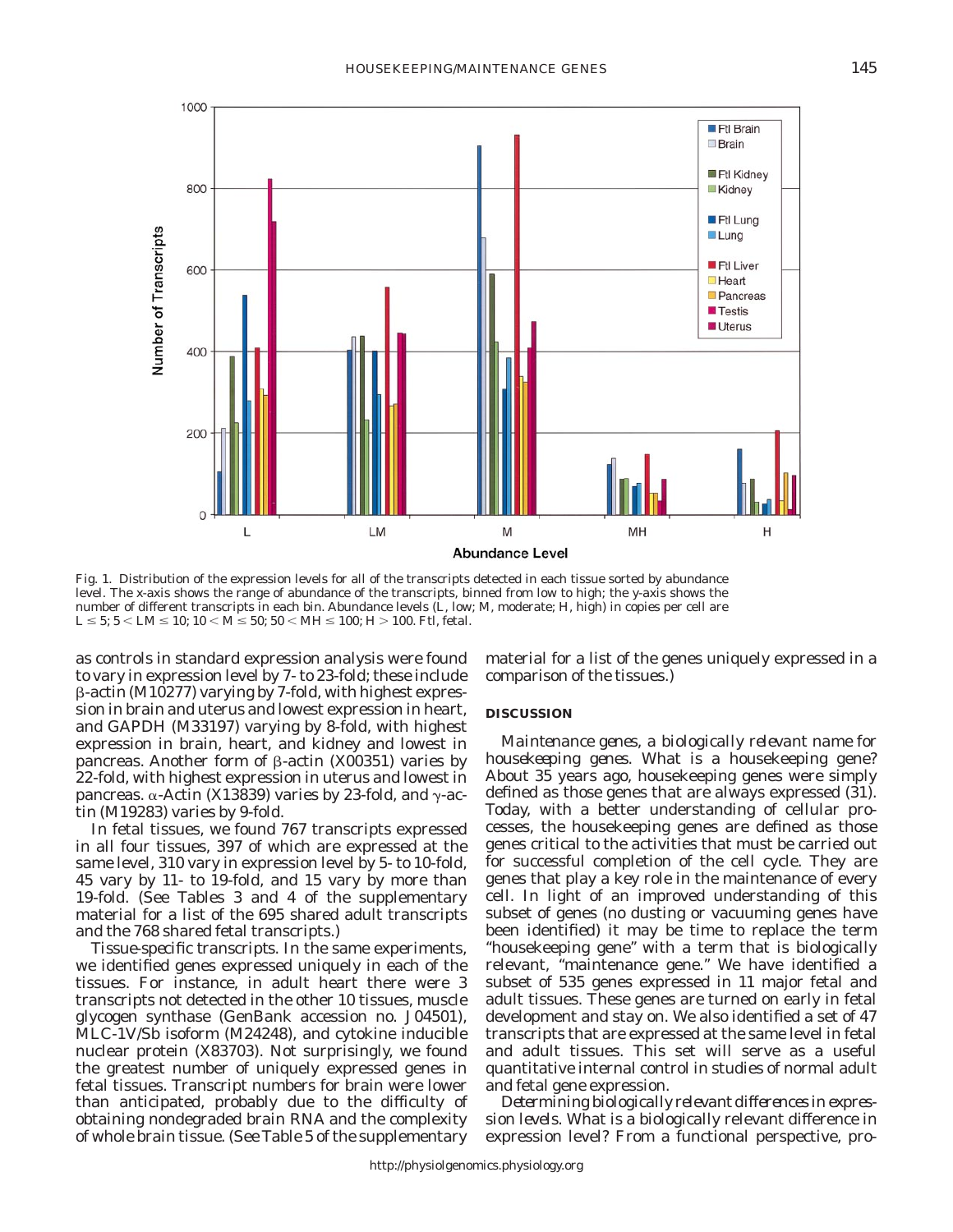Fig. 1. Distribution of the expression levels for all of the transcripts detected in each tissue sorted by abundance level. The x-axis shows the range of abundance of the transcripts, binned from low to high; the y-axis shows the number of different transcripts in each bin. Abundance levels (L, low; M, moderate; H, high) in copies per cell are $L \leq 5$; $5 < LM \leq 10$; $10 < M \leq 50$; $50 < MH \leq 100$; $H > 100$. Ftl, fetal.

as controls in standard expression analysis were found to vary in expression level by 7- to 23-fold; these include β-actin (M10277) varying by 7-fold, with highest expression in brain and uterus and lowest expression in heart, and GAPDH (M33197) varying by 8-fold, with highest expression in brain, heart, and kidney and lowest in pancreas. Another form of β-actin (X00351) varies by 22-fold, with highest expression in uterus and lowest in pancreas. α-Actin (X13839) varies by 23-fold, and γ-actin (M19283) varies by 9-fold.

In fetal tissues, we found 767 transcripts expressed in all four tissues, 397 of which are expressed at the same level, 310 vary in expression level by 5- to 10-fold, 45 vary by 11- to 19-fold, and 15 vary by more than 19-fold. (See Tables 3 and 4 of the supplementary material for a list of the 695 shared adult transcripts and the 768 shared fetal transcripts.)

*Tissue-specific transcripts.* In the same experiments, we identified genes expressed uniquely in each of the tissues. For instance, in adult heart there were 3 transcripts not detected in the other 10 tissues, muscle glycogen synthase (GenBank accession no. J04501), MLC-1V/Sb isoform (M24248), and cytokine inducible nuclear protein (X83703). Not surprisingly, we found the greatest number of uniquely expressed genes in fetal tissues. Transcript numbers for brain were lower than anticipated, probably due to the difficulty of obtaining nondegraded brain RNA and the complexity of whole brain tissue. (See Table 5 of the supplementary material for a list of the genes uniquely expressed in a comparison of the tissues.)

## DISCUSSION

*Maintenance genes, a biologically relevant name for housekeeping genes.* What is a housekeeping gene? About 35 years ago, housekeeping genes were simply defined as those genes that are always expressed (31). Today, with a better understanding of cellular processes, the housekeeping genes are defined as those genes critical to the activities that must be carried out for successful completion of the cell cycle. They are genes that play a key role in the maintenance of every cell. In light of an improved understanding of this subset of genes (no dusting or vacuuming genes have been identified) it may be time to replace the term "housekeeping gene" with a term that is biologically relevant, "maintenance gene." We have identified a subset of 535 genes expressed in 11 major fetal and adult tissues. These genes are turned on early in fetal development and stay on. We also identified a set of 47 transcripts that are expressed at the same level in fetal and adult tissues. This set will serve as a useful quantitative internal control in studies of normal adult and fetal gene expression.

*Determining biologically relevant differences in expression levels.* What is a biologically relevant difference in expression level? From a functional perspective, pro-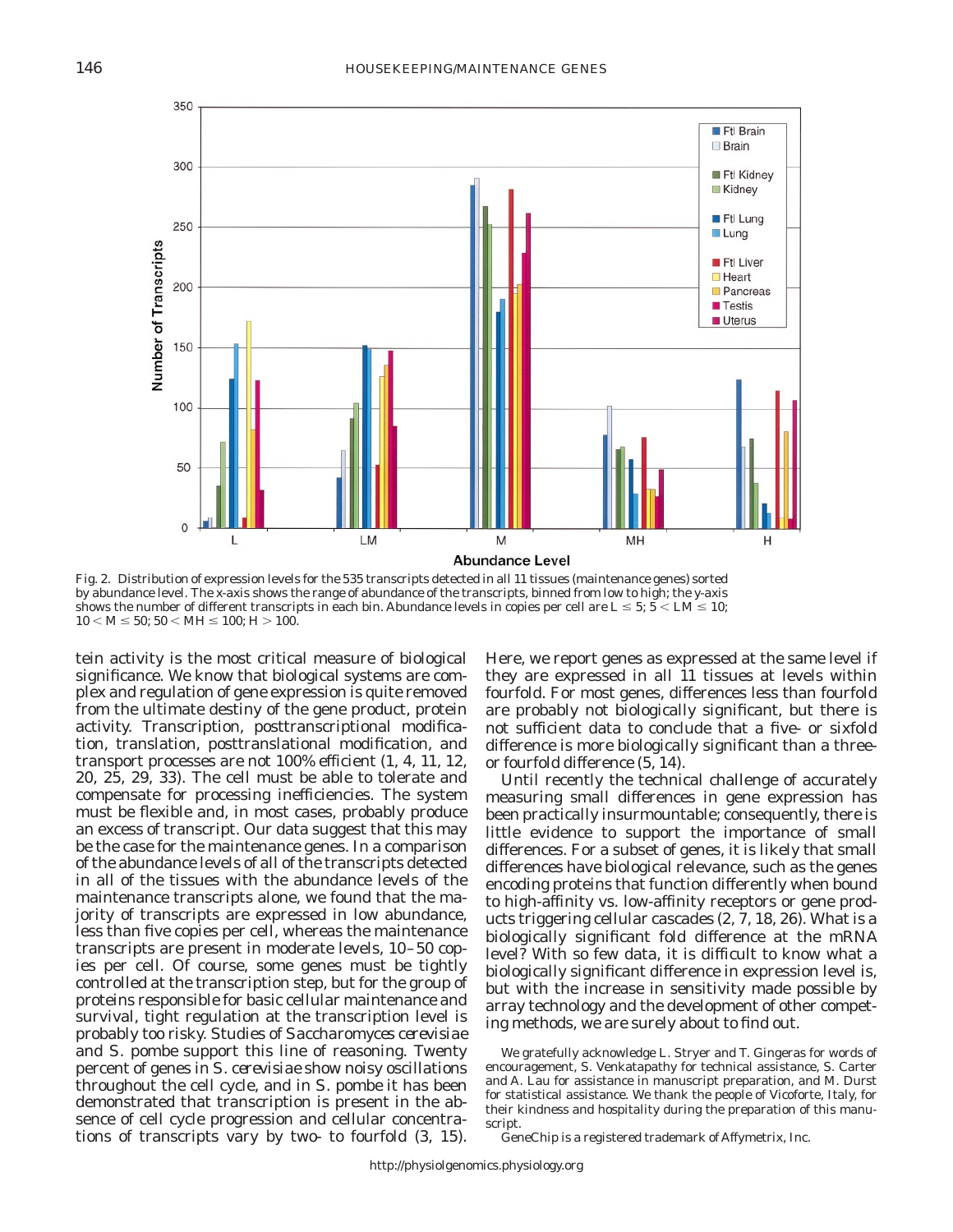Fig. 2. Distribution of expression levels for the 535 transcripts detected in all 11 tissues (maintenance genes) sorted by abundance level. The x-axis shows the range of abundance of the transcripts, binned from low to high; the y-axis shows the number of different transcripts in each bin. Abundance levels in copies per cell are L ≤ 5; 5 < LM ≤ 10; 10 < M ≤ 50; 50 < MH ≤ 100; H > 100.

tein activity is the most critical measure of biological significance. We know that biological systems are complex and regulation of gene expression is quite removed from the ultimate destiny of the gene product, protein activity. Transcription, posttranscriptional modification, translation, posttranslational modification, and transport processes are not 100% efficient (1, 4, 11, 12, 20, 25, 29, 33). The cell must be able to tolerate and compensate for processing inefficiencies. The system must be flexible and, in most cases, probably produce an excess of transcript. Our data suggest that this may be the case for the maintenance genes. In a comparison of the abundance levels of all of the transcripts detected in all of the tissues with the abundance levels of the maintenance transcripts alone, we found that the majority of transcripts are expressed in low abundance, less than five copies per cell, whereas the maintenance transcripts are present in moderate levels, 10–50 copies per cell. Of course, some genes must be tightly controlled at the transcription step, but for the group of proteins responsible for basic cellular maintenance and survival, tight regulation at the transcription level is probably too risky. Studies of *Saccharomyces cerevisiae* and *S. pombe* support this line of reasoning. Twenty percent of genes in *S. cerevisiae* show noisy oscillations throughout the cell cycle, and in *S. pombe* it has been demonstrated that transcription is present in the absence of cell cycle progression and cellular concentrations of transcripts vary by two- to fourfold (3, 15).

Here, we report genes as expressed at the same level if they are expressed in all 11 tissues at levels within fourfold. For most genes, differences less than fourfold are probably not biologically significant, but there is not sufficient data to conclude that a five- or sixfold difference is more biologically significant than a three- or fourfold difference (5, 14).

Until recently the technical challenge of accurately measuring small differences in gene expression has been practically insurmountable; consequently, there is little evidence to support the importance of small differences. For a subset of genes, it is likely that small differences have biological relevance, such as the genes encoding proteins that function differently when bound to high-affinity vs. low-affinity receptors or gene products triggering cellular cascades (2, 7, 18, 26). What is a biologically significant fold difference at the mRNA level? With so few data, it is difficult to know what a biologically significant difference in expression level is, but with the increase in sensitivity made possible by array technology and the development of other competing methods, we are surely about to find out.

We gratefully acknowledge L. Stryer and T. Gingeras for words of encouragement, S. Venkatapathy for technical assistance, S. Carter and A. Lau for assistance in manuscript preparation, and M. Durst for statistical assistance. We thank the people of Vicoforte, Italy, for their kindness and hospitality during the preparation of this manuscript.

GeneChip is a registered trademark of Affymetrix, Inc.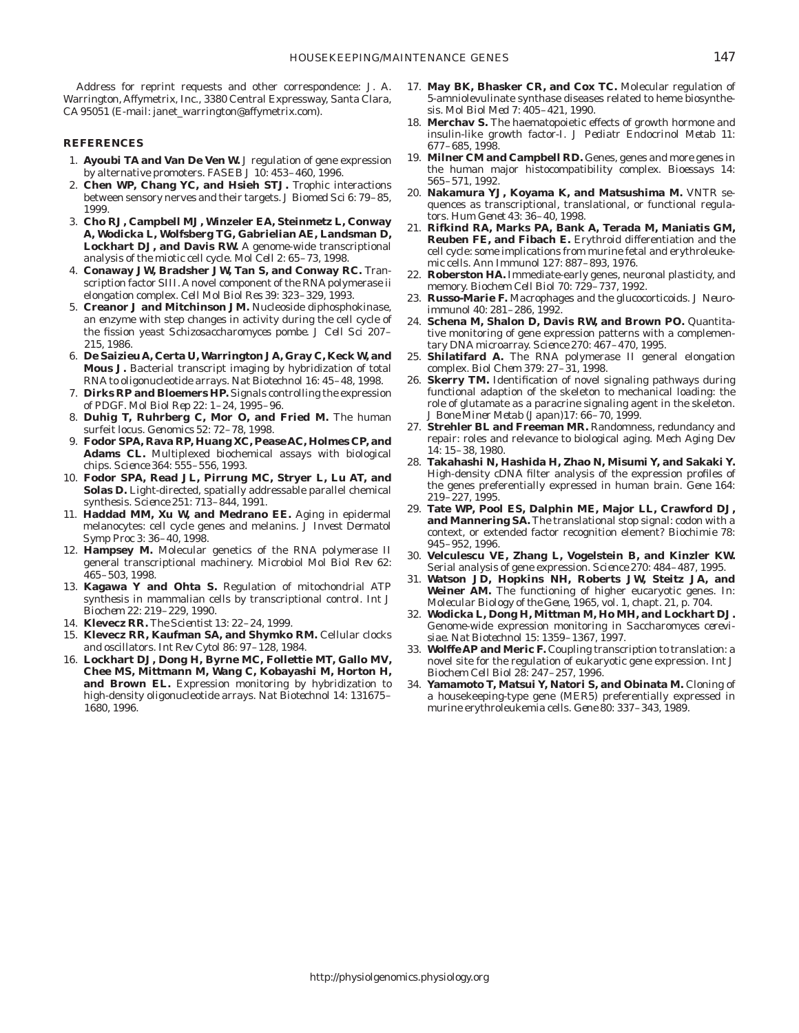Address for reprint requests and other correspondence: J. A. Warrington, Affymetrix, Inc., 3380 Central Expressway, Santa Clara, CA 95051 (E-mail: janet_warrington@affymetrix.com).

## REFERENCES

1. **Ayoubi TA and Van De Ven W.** J regulation of gene expression by alternative promoters. *FASEB J* 10: 453–460, 1996.
2. **Chen WP, Chang YC, and Hsieh STJ.** Trophic interactions between sensory nerves and their targets. *J Biomed Sci* 6: 79–85, 1999.
3. **Cho RJ, Campbell MJ, Winzeler EA, Steinmetz L, Conway A, Wodicka L, Wolfsberg TG, Gabrielian AE, Landsman D, Lockhart DJ, and Davis RW.** A genome-wide transcriptional analysis of the miotic cell cycle. *Mol Cell* 2: 65–73, 1998.
4. **Conaway JW, Bradsher JW, Tan S, and Conway RC.** Transcription factor SIII. A novel component of the RNA polymerase ii elongation complex. *Cell Mol Biol Res* 39: 323–329, 1993.
5. **Creanor J and Mitchinson JM.** Nucleoside diphosphokinase, an enzyme with step changes in activity during the cell cycle of the fission yeast *Schizosaccharomyces pombe*. *J Cell Sci* 207–215, 1986.
6. **De Saizieu A, Certa U, Warrington JA, Gray C, Keck W, and Mous J.** Bacterial transcript imaging by hybridization of total RNA to oligonucleotide arrays. *Nat Biotechnol* 16: 45–48, 1998.
7. **Dirks RP and Bloemers HP.** Signals controlling the expression of PDGF. *Mol Biol Rep* 22: 1–24, 1995–96.
8. **Duhig T, Ruhrberg C, Mor O, and Fried M.** The human surfeit locus. *Genomics* 52: 72–78, 1998.
9. **Fodor SPA, Rava RP, Huang XC, Pease AC, Holmes CP, and Adams CL.** Multiplexed biochemical assays with biological chips. *Science* 364: 555–556, 1993.
10. **Fodor SPA, Read JL, Pirrung MC, Stryer L, Lu AT, and Solas D.** Light-directed, spatially addressable parallel chemical synthesis. *Science* 251: 713–844, 1991.
11. **Haddad MM, Xu W, and Medrano EE.** Aging in epidermal melanocytes: cell cycle genes and melanins. *J Invest Dermatol Symp Proc* 3: 36–40, 1998.
12. **Hampsey M.** Molecular genetics of the RNA polymerase II general transcriptional machinery. *Microbiol Mol Biol Rev* 62: 465–503, 1998.
13. **Kagawa Y and Ohta S.** Regulation of mitochondrial ATP synthesis in mammalian cells by transcriptional control. *Int J Biochem* 22: 219–229, 1990.
14. **Klevecz RR.** *The Scientist* 13: 22–24, 1999.
15. **Klevecz RR, Kaufman SA, and Shymko RM.** Cellular clocks and oscillators. *Int Rev Cytol* 86: 97–128, 1984.
16. **Lockhart DJ, Dong H, Byrne MC, Follettie MT, Gallo MV, Chee MS, Mittmann M, Wang C, Kobayashi M, Horton H, and Brown EL.** Expression monitoring by hybridization to high-density oligonucleotide arrays. *Nat Biotechnol* 14: 131675–1680, 1996.
17. **May BK, Bhasker CR, and Cox TC.** Molecular regulation of 5-amniolevulinate synthase diseases related to heme biosynthesis. *Mol Biol Med* 7: 405–421, 1990.
18. **Merchav S.** The haematopoietic effects of growth hormone and insulin-like growth factor-I. *J Pediatr Endocrinol Metab* 11: 677–685, 1998.
19. **Milner CM and Campbell RD.** Genes, genes and more genes in the human major histocompatibility complex. *Bioessays* 14: 565–571, 1992.
20. **Nakamura YJ, Koyama K, and Matsushima M.** VNTR sequences as transcriptional, translational, or functional regulators. *Hum Genet* 43: 36–40, 1998.
21. **Rifkind RA, Marks PA, Bank A, Terada M, Maniatis GM, Reuben FE, and Fibach E.** Erythroid differentiation and the cell cycle: some implications from murine fetal and erythroleukemic cells. *Ann Immunol* 127: 887–893, 1976.
22. **Roberston HA.** Immediate-early genes, neuronal plasticity, and memory. *Biochem Cell Biol* 70: 729–737, 1992.
23. **Russo-Marie F.** Macrophages and the glucocorticoids. *J Neuroimmunol* 40: 281–286, 1992.
24. **Schena M, Shalon D, Davis RW, and Brown PO.** Quantitative monitoring of gene expression patterns with a complementary DNA microarray. *Science* 270: 467–470, 1995.
25. **Shilatifard A.** The RNA polymerase II general elongation complex. *Biol Chem* 379: 27–31, 1998.
26. **Skerry TM.** Identification of novel signaling pathways during functional adaption of the skeleton to mechanical loading: the role of glutamate as a paracrine signaling agent in the skeleton. *J Bone Miner Metab (Japan)*17: 66–70, 1999.
27. **Strehler BL and Freeman MR.** Randomness, redundancy and repair: roles and relevance to biological aging. *Mech Aging Dev* 14: 15–38, 1980.
28. **Takahashi N, Hashida H, Zhao N, Misumi Y, and Sakaki Y.** High-density cDNA filter analysis of the expression profiles of the genes preferentially expressed in human brain. *Gene* 164: 219–227, 1995.
29. **Tate WP, Pool ES, Dalphin ME, Major LL, Crawford DJ, and Mannering SA.** The translational stop signal: codon with a context, or extended factor recognition element? *Biochimie* 78: 945–952, 1996.
30. **Velculescu VE, Zhang L, Vogelstein B, and Kinzler KW.** Serial analysis of gene expression. *Science* 270: 484–487, 1995.
31. **Watson JD, Hopkins NH, Roberts JW, Steitz JA, and Weiner AM.** The functioning of higher eucaryotic genes. In: *Molecular Biology of the Gene*, 1965, vol. 1, chapt. 21, p. 704.
32. **Wodicka L, Dong H, Mittman M, Ho MH, and Lockhart DJ.** Genome-wide expression monitoring in *Saccharomyces cerevisiae*. *Nat Biotechnol* 15: 1359–1367, 1997.
33. **Wolffe AP and Meric F.** Coupling transcription to translation: a novel site for the regulation of eukaryotic gene expression. *Int J Biochem Cell Biol* 28: 247–257, 1996.
34. **Yamamoto T, Matsui Y, Natori S, and Obinata M.** Cloning of a housekeeping-type gene (MER5) preferentially expressed in murine erythroleukemia cells. *Gene* 80: 337–343, 1989.